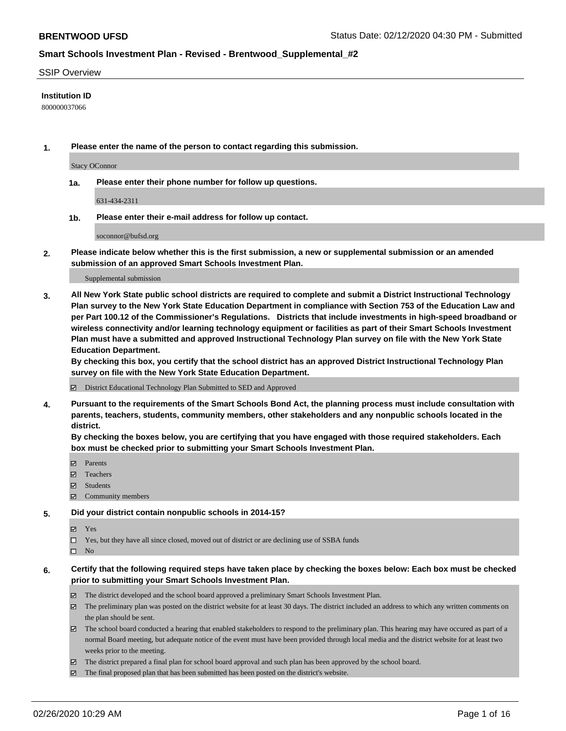# Smart Schools Investment Plan - Revised - Brentwood_Supplemental_#2

SSIP Overview

**Institution ID**

800000037066

**1. Please enter the name of the person to contact regarding this submission.**

Stacy OConnor

**1a. Please enter their phone number for follow up questions.**

631-434-2311

**1b. Please enter their e-mail address for follow up contact.**

soconnor@bufsd.org

**2. Please indicate below whether this is the first submission, a new or supplemental submission or an amended submission of an approved Smart Schools Investment Plan.**

Supplemental submission

**3. All New York State public school districts are required to complete and submit a District Instructional Technology Plan survey to the New York State Education Department in compliance with Section 753 of the Education Law and per Part 100.12 of the Commissioner's Regulations. Districts that include investments in high-speed broadband or wireless connectivity and/or learning technology equipment or facilities as part of their Smart Schools Investment Plan must have a submitted and approved Instructional Technology Plan survey on file with the New York State Education Department.**

**By checking this box, you certify that the school district has an approved District Instructional Technology Plan survey on file with the New York State Education Department.**

- [x] District Educational Technology Plan Submitted to SED and Approved

**4. Pursuant to the requirements of the Smart Schools Bond Act, the planning process must include consultation with parents, teachers, students, community members, other stakeholders and any nonpublic schools located in the district.**

**By checking the boxes below, you are certifying that you have engaged with those required stakeholders. Each box must be checked prior to submitting your Smart Schools Investment Plan.**

- [x] Parents
- [x] Teachers
- [x] Students
- [x] Community members

**5. Did your district contain nonpublic schools in 2014-15?**

- [x] Yes
- [ ] Yes, but they have all since closed, moved out of district or are declining use of SSBA funds
- [ ] No

**6. Certify that the following required steps have taken place by checking the boxes below: Each box must be checked prior to submitting your Smart Schools Investment Plan.**

- [x] The district developed and the school board approved a preliminary Smart Schools Investment Plan.
- [x] The preliminary plan was posted on the district website for at least 30 days. The district included an address to which any written comments on the plan should be sent.
- [x] The school board conducted a hearing that enabled stakeholders to respond to the preliminary plan. This hearing may have occured as part of a normal Board meeting, but adequate notice of the event must have been provided through local media and the district website for at least two weeks prior to the meeting.
- [x] The district prepared a final plan for school board approval and such plan has been approved by the school board.
- [x] The final proposed plan that has been submitted has been posted on the district's website.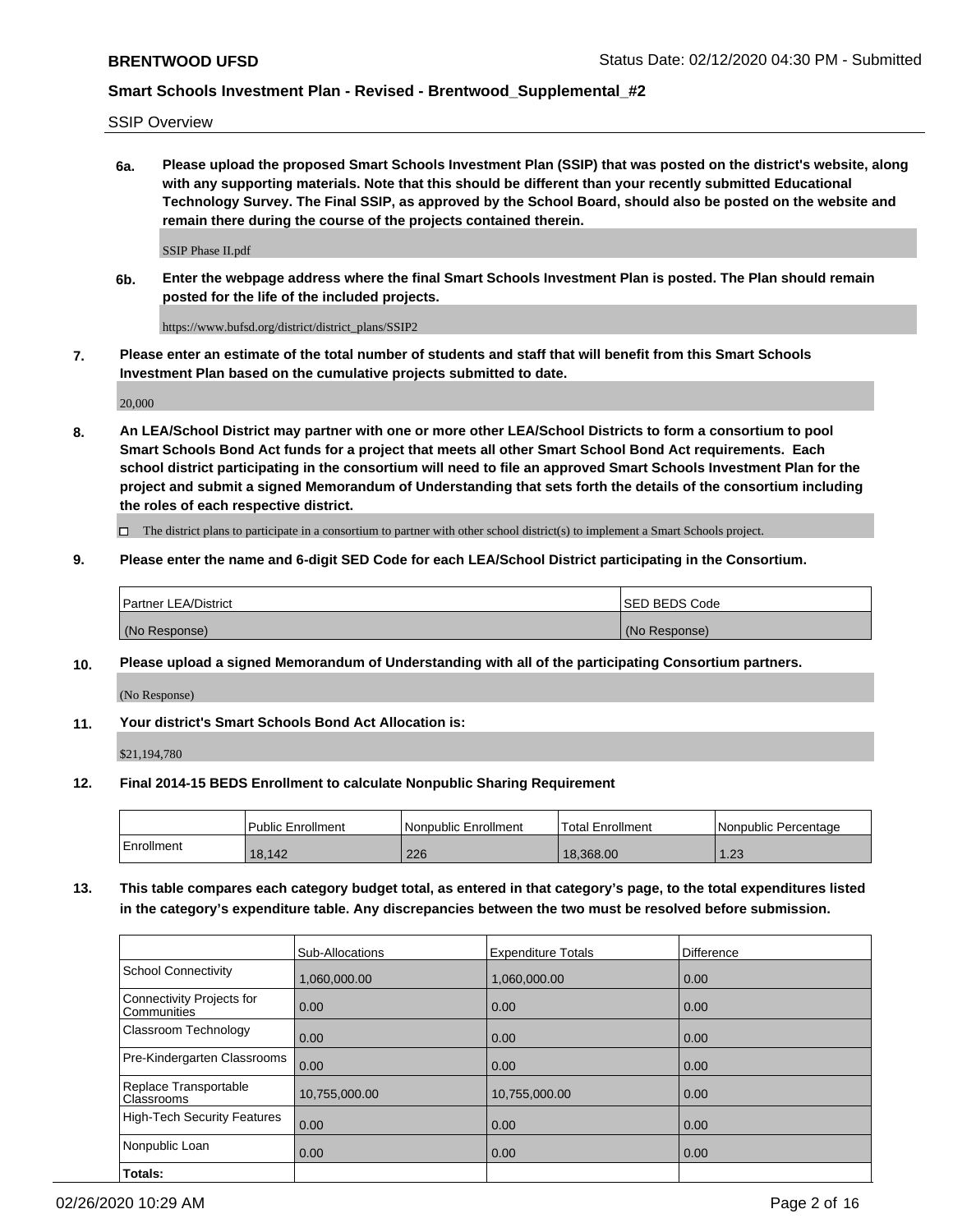SSIP Overview

**6a. Please upload the proposed Smart Schools Investment Plan (SSIP) that was posted on the district's website, along with any supporting materials. Note that this should be different than your recently submitted Educational Technology Survey. The Final SSIP, as approved by the School Board, should also be posted on the website and remain there during the course of the projects contained therein.**

SSIP Phase II.pdf

**6b. Enter the webpage address where the final Smart Schools Investment Plan is posted. The Plan should remain posted for the life of the included projects.**

https://www.bufsd.org/district/district_plans/SSIP2

**7. Please enter an estimate of the total number of students and staff that will benefit from this Smart Schools Investment Plan based on the cumulative projects submitted to date.**

20,000

**8. An LEA/School District may partner with one or more other LEA/School Districts to form a consortium to pool Smart Schools Bond Act funds for a project that meets all other Smart School Bond Act requirements. Each school district participating in the consortium will need to file an approved Smart Schools Investment Plan for the project and submit a signed Memorandum of Understanding that sets forth the details of the consortium including the roles of each respective district.**

☐ The district plans to participate in a consortium to partner with other school district(s) to implement a Smart Schools project.

**9. Please enter the name and 6-digit SED Code for each LEA/School District participating in the Consortium.**

| Partner LEA/District | SED BEDS Code |
| --- | --- |
| (No Response) | (No Response) |

**10. Please upload a signed Memorandum of Understanding with all of the participating Consortium partners.**

(No Response)

**11. Your district's Smart Schools Bond Act Allocation is:**

$21,194,780

**12. Final 2014-15 BEDS Enrollment to calculate Nonpublic Sharing Requirement**

| | Public Enrollment | Nonpublic Enrollment | Total Enrollment | Nonpublic Percentage |
| --- | --- | --- | --- | --- |
| Enrollment | 18,142 | 226 | 18,368.00 | 1.23 |

**13. This table compares each category budget total, as entered in that category's page, to the total expenditures listed in the category's expenditure table. Any discrepancies between the two must be resolved before submission.**

| | Sub-Allocations | Expenditure Totals | Difference |
| --- | --- | --- | --- |
| School Connectivity | 1,060,000.00 | 1,060,000.00 | 0.00 |
| Connectivity Projects for Communities | 0.00 | 0.00 | 0.00 |
| Classroom Technology | 0.00 | 0.00 | 0.00 |
| Pre-Kindergarten Classrooms | 0.00 | 0.00 | 0.00 |
| Replace Transportable Classrooms | 10,755,000.00 | 10,755,000.00 | 0.00 |
| High-Tech Security Features | 0.00 | 0.00 | 0.00 |
| Nonpublic Loan | 0.00 | 0.00 | 0.00 |
| **Totals:** | | | |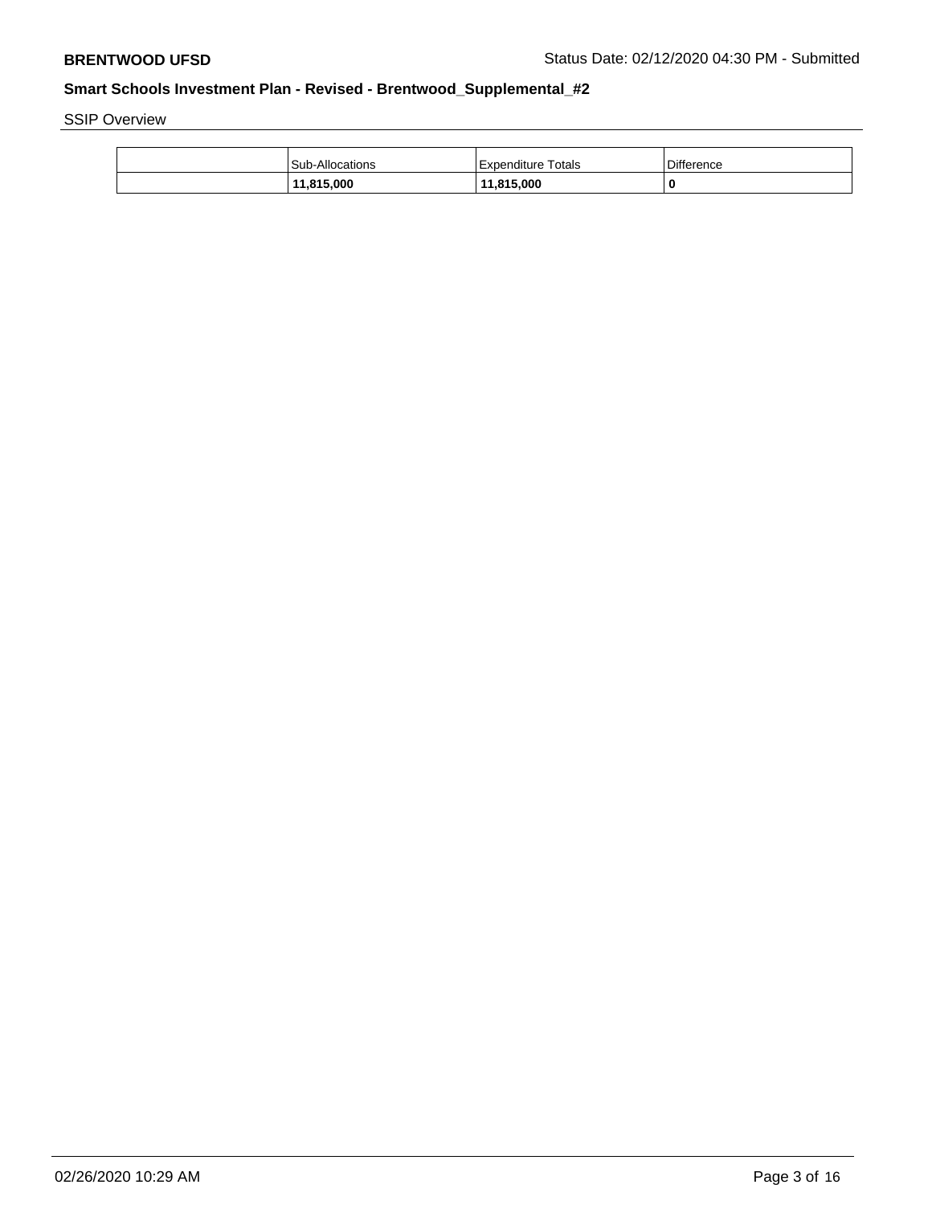SSIP Overview

| | Sub-Allocations | Expenditure Totals | Difference |
|---|---|---|---|
| | **11,815,000** | **11,815,000** | **0** |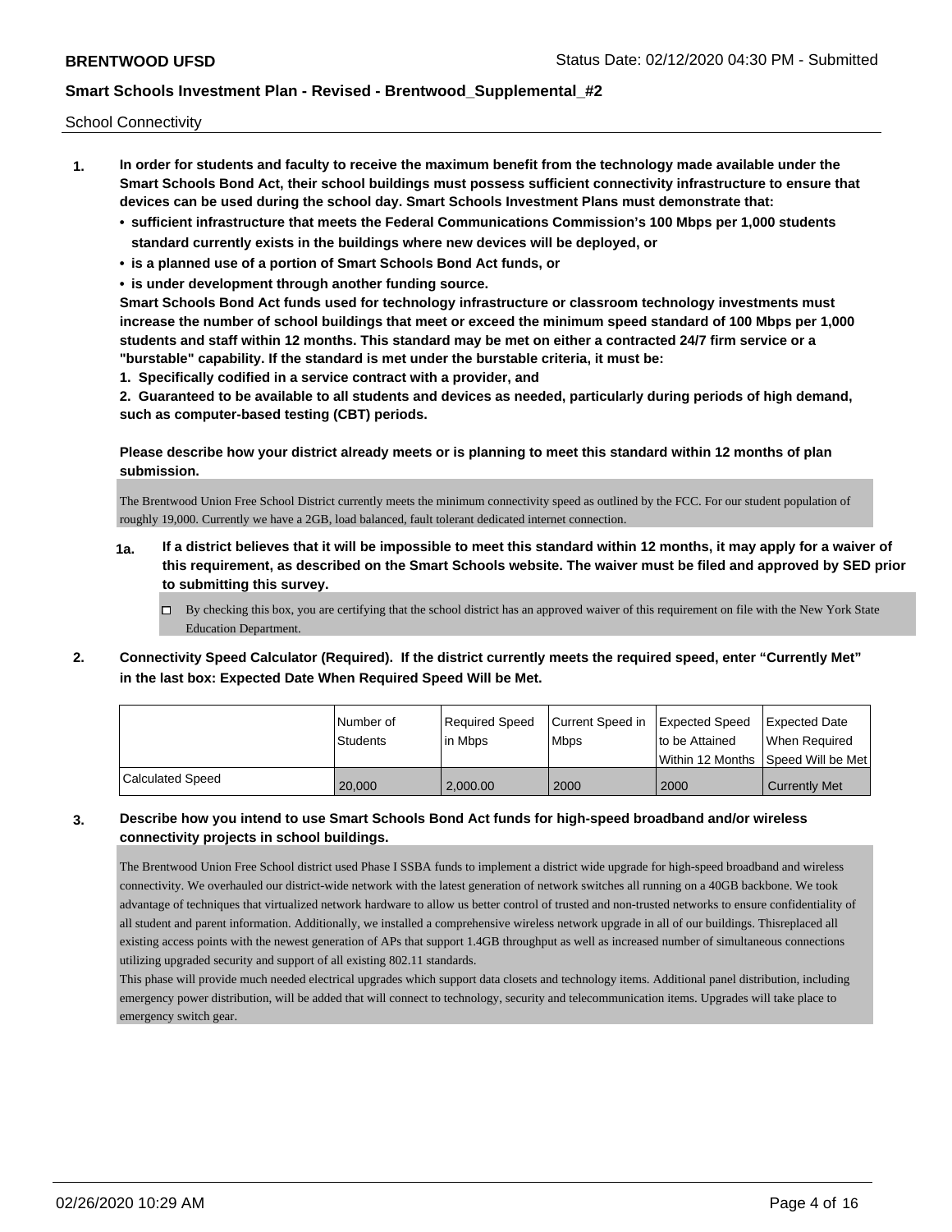School Connectivity

1. **In order for students and faculty to receive the maximum benefit from the technology made available under the Smart Schools Bond Act, their school buildings must possess sufficient connectivity infrastructure to ensure that devices can be used during the school day. Smart Schools Investment Plans must demonstrate that:**
   - **sufficient infrastructure that meets the Federal Communications Commission's 100 Mbps per 1,000 students standard currently exists in the buildings where new devices will be deployed, or**
   - **is a planned use of a portion of Smart Schools Bond Act funds, or**
   - **is under development through another funding source.**

   **Smart Schools Bond Act funds used for technology infrastructure or classroom technology investments must increase the number of school buildings that meet or exceed the minimum speed standard of 100 Mbps per 1,000 students and staff within 12 months. This standard may be met on either a contracted 24/7 firm service or a "burstable" capability. If the standard is met under the burstable criteria, it must be:**

   **1. Specifically codified in a service contract with a provider, and**

   **2. Guaranteed to be available to all students and devices as needed, particularly during periods of high demand, such as computer-based testing (CBT) periods.**

   **Please describe how your district already meets or is planning to meet this standard within 12 months of plan submission.**

   The Brentwood Union Free School District currently meets the minimum connectivity speed as outlined by the FCC. For our student population of roughly 19,000. Currently we have a 2GB, load balanced, fault tolerant dedicated internet connection.

   **1a. If a district believes that it will be impossible to meet this standard within 12 months, it may apply for a waiver of this requirement, as described on the Smart Schools website. The waiver must be filed and approved by SED prior to submitting this survey.**

   ☐ By checking this box, you are certifying that the school district has an approved waiver of this requirement on file with the New York State Education Department.

2. **Connectivity Speed Calculator (Required). If the district currently meets the required speed, enter "Currently Met" in the last box: Expected Date When Required Speed Will be Met.**

| | Number of Students | Required Speed in Mbps | Current Speed in Mbps | Expected Speed to be Attained Within 12 Months | Expected Date When Required Speed Will be Met |
|---|---|---|---|---|---|
| Calculated Speed | 20,000 | 2,000.00 | 2000 | 2000 | Currently Met |

3. **Describe how you intend to use Smart Schools Bond Act funds for high-speed broadband and/or wireless connectivity projects in school buildings.**

   The Brentwood Union Free School district used Phase I SSBA funds to implement a district wide upgrade for high-speed broadband and wireless connectivity. We overhauled our district-wide network with the latest generation of network switches all running on a 40GB backbone. We took advantage of techniques that virtualized network hardware to allow us better control of trusted and non-trusted networks to ensure confidentiality of all student and parent information. Additionally, we installed a comprehensive wireless network upgrade in all of our buildings. Thisreplaced all existing access points with the newest generation of APs that support 1.4GB throughput as well as increased number of simultaneous connections utilizing upgraded security and support of all existing 802.11 standards.

   This phase will provide much needed electrical upgrades which support data closets and technology items. Additional panel distribution, including emergency power distribution, will be added that will connect to technology, security and telecommunication items. Upgrades will take place to emergency switch gear.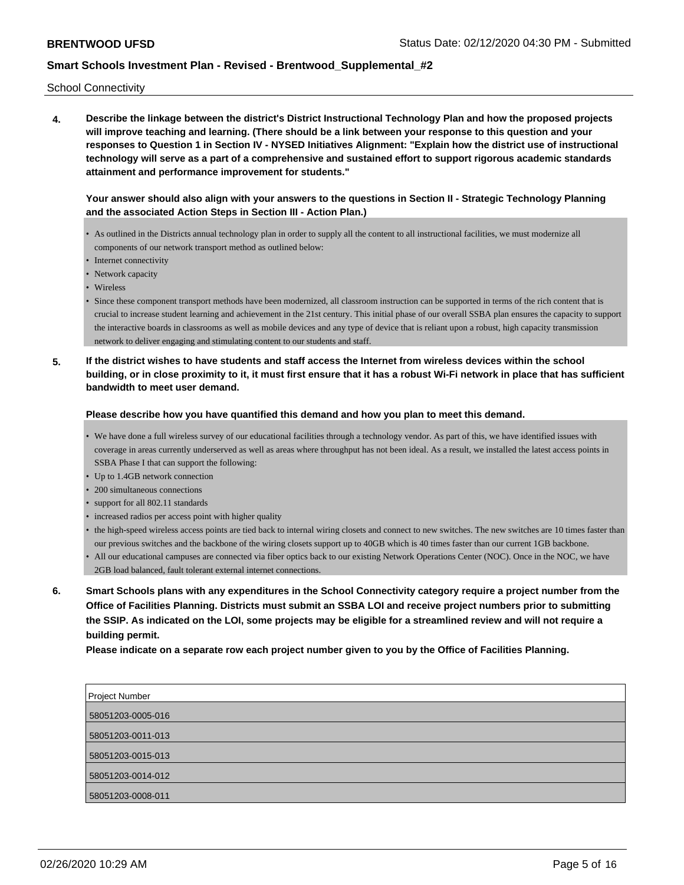School Connectivity

**4. Describe the linkage between the district's District Instructional Technology Plan and how the proposed projects will improve teaching and learning. (There should be a link between your response to this question and your responses to Question 1 in Section IV - NYSED Initiatives Alignment: "Explain how the district use of instructional technology will serve as a part of a comprehensive and sustained effort to support rigorous academic standards attainment and performance improvement for students."**

**Your answer should also align with your answers to the questions in Section II - Strategic Technology Planning and the associated Action Steps in Section III - Action Plan.)**

- As outlined in the Districts annual technology plan in order to supply all the content to all instructional facilities, we must modernize all components of our network transport method as outlined below:
- Internet connectivity
- Network capacity
- Wireless
- Since these component transport methods have been modernized, all classroom instruction can be supported in terms of the rich content that is crucial to increase student learning and achievement in the 21st century. This initial phase of our overall SSBA plan ensures the capacity to support the interactive boards in classrooms as well as mobile devices and any type of device that is reliant upon a robust, high capacity transmission network to deliver engaging and stimulating content to our students and staff.

**5. If the district wishes to have students and staff access the Internet from wireless devices within the school building, or in close proximity to it, it must first ensure that it has a robust Wi-Fi network in place that has sufficient bandwidth to meet user demand.**

**Please describe how you have quantified this demand and how you plan to meet this demand.**

- We have done a full wireless survey of our educational facilities through a technology vendor. As part of this, we have identified issues with coverage in areas currently underserved as well as areas where throughput has not been ideal. As a result, we installed the latest access points in SSBA Phase I that can support the following:
- Up to 1.4GB network connection
- 200 simultaneous connections
- support for all 802.11 standards
- increased radios per access point with higher quality
- the high-speed wireless access points are tied back to internal wiring closets and connect to new switches. The new switches are 10 times faster than our previous switches and the backbone of the wiring closets support up to 40GB which is 40 times faster than our current 1GB backbone.
- All our educational campuses are connected via fiber optics back to our existing Network Operations Center (NOC). Once in the NOC, we have 2GB load balanced, fault tolerant external internet connections.

**6. Smart Schools plans with any expenditures in the School Connectivity category require a project number from the Office of Facilities Planning. Districts must submit an SSBA LOI and receive project numbers prior to submitting the SSIP. As indicated on the LOI, some projects may be eligible for a streamlined review and will not require a building permit.**
**Please indicate on a separate row each project number given to you by the Office of Facilities Planning.**

| Project Number |
|---|
| 58051203-0005-016 |
| 58051203-0011-013 |
| 58051203-0015-013 |
| 58051203-0014-012 |
| 58051203-0008-011 |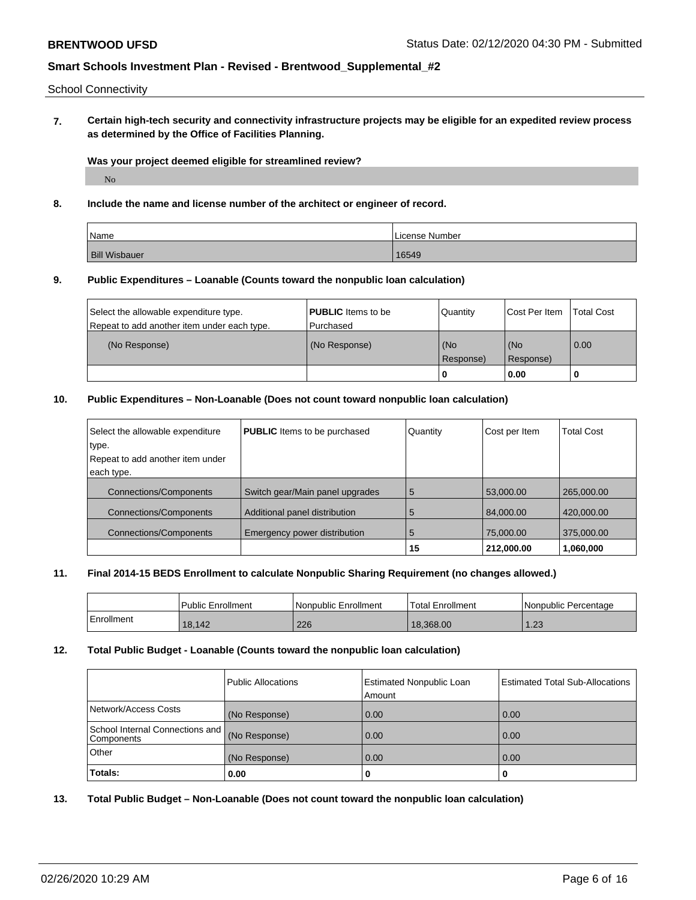School Connectivity

**7. Certain high-tech security and connectivity infrastructure projects may be eligible for an expedited review process as determined by the Office of Facilities Planning.**

**Was your project deemed eligible for streamlined review?**

No

**8. Include the name and license number of the architect or engineer of record.**

| Name | License Number |
|---|---|
| Bill Wisbauer | 16549 |

**9. Public Expenditures – Loanable (Counts toward the nonpublic loan calculation)**

| Select the allowable expenditure type. Repeat to add another item under each type. | **PUBLIC** Items to be Purchased | Quantity | Cost Per Item | Total Cost |
|---|---|---|---|---|
| (No Response) | (No Response) | (No Response) | (No Response) | 0.00 |
| | | **0** | **0.00** | **0** |

**10. Public Expenditures – Non-Loanable (Does not count toward nonpublic loan calculation)**

| Select the allowable expenditure type. Repeat to add another item under each type. | **PUBLIC** Items to be purchased | Quantity | Cost per Item | Total Cost |
|---|---|---|---|---|
| Connections/Components | Switch gear/Main panel upgrades | 5 | 53,000.00 | 265,000.00 |
| Connections/Components | Additional panel distribution | 5 | 84,000.00 | 420,000.00 |
| Connections/Components | Emergency power distribution | 5 | 75,000.00 | 375,000.00 |
| | | **15** | **212,000.00** | **1,060,000** |

**11. Final 2014-15 BEDS Enrollment to calculate Nonpublic Sharing Requirement (no changes allowed.)**

| | Public Enrollment | Nonpublic Enrollment | Total Enrollment | Nonpublic Percentage |
|---|---|---|---|---|
| Enrollment | 18,142 | 226 | 18,368.00 | 1.23 |

**12. Total Public Budget - Loanable (Counts toward the nonpublic loan calculation)**

| | Public Allocations | Estimated Nonpublic Loan Amount | Estimated Total Sub-Allocations |
|---|---|---|---|
| Network/Access Costs | (No Response) | 0.00 | 0.00 |
| School Internal Connections and Components | (No Response) | 0.00 | 0.00 |
| Other | (No Response) | 0.00 | 0.00 |
| **Totals:** | **0.00** | **0** | **0** |

**13. Total Public Budget – Non-Loanable (Does not count toward the nonpublic loan calculation)**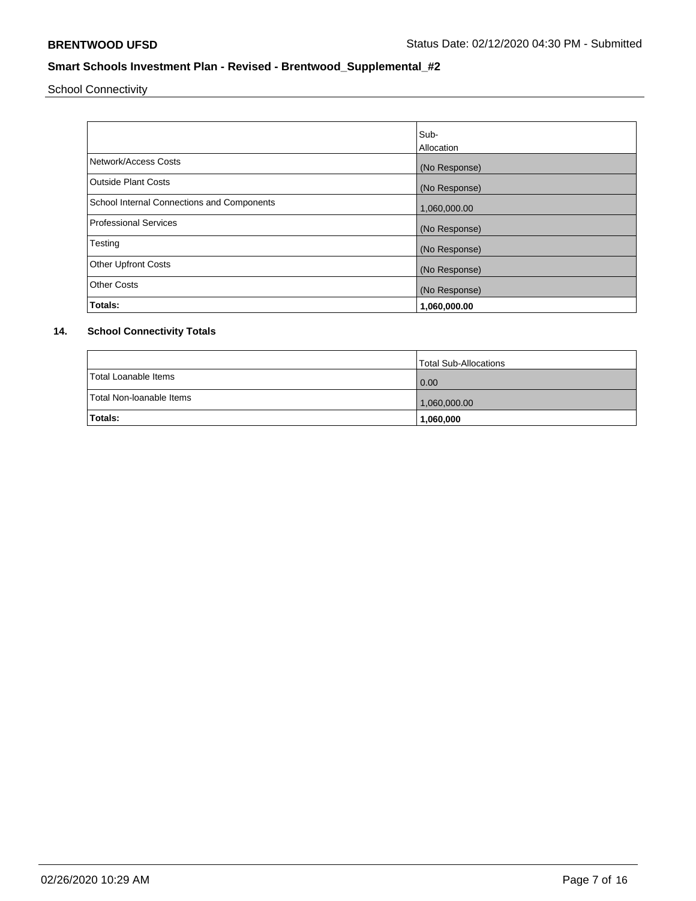School Connectivity

| | Sub-Allocation |
|---|---|
| Network/Access Costs | (No Response) |
| Outside Plant Costs | (No Response) |
| School Internal Connections and Components | 1,060,000.00 |
| Professional Services | (No Response) |
| Testing | (No Response) |
| Other Upfront Costs | (No Response) |
| Other Costs | (No Response) |
| **Totals:** | **1,060,000.00** |

## 14. School Connectivity Totals

| | Total Sub-Allocations |
|---|---|
| Total Loanable Items | 0.00 |
| Total Non-loanable Items | 1,060,000.00 |
| **Totals:** | **1,060,000** |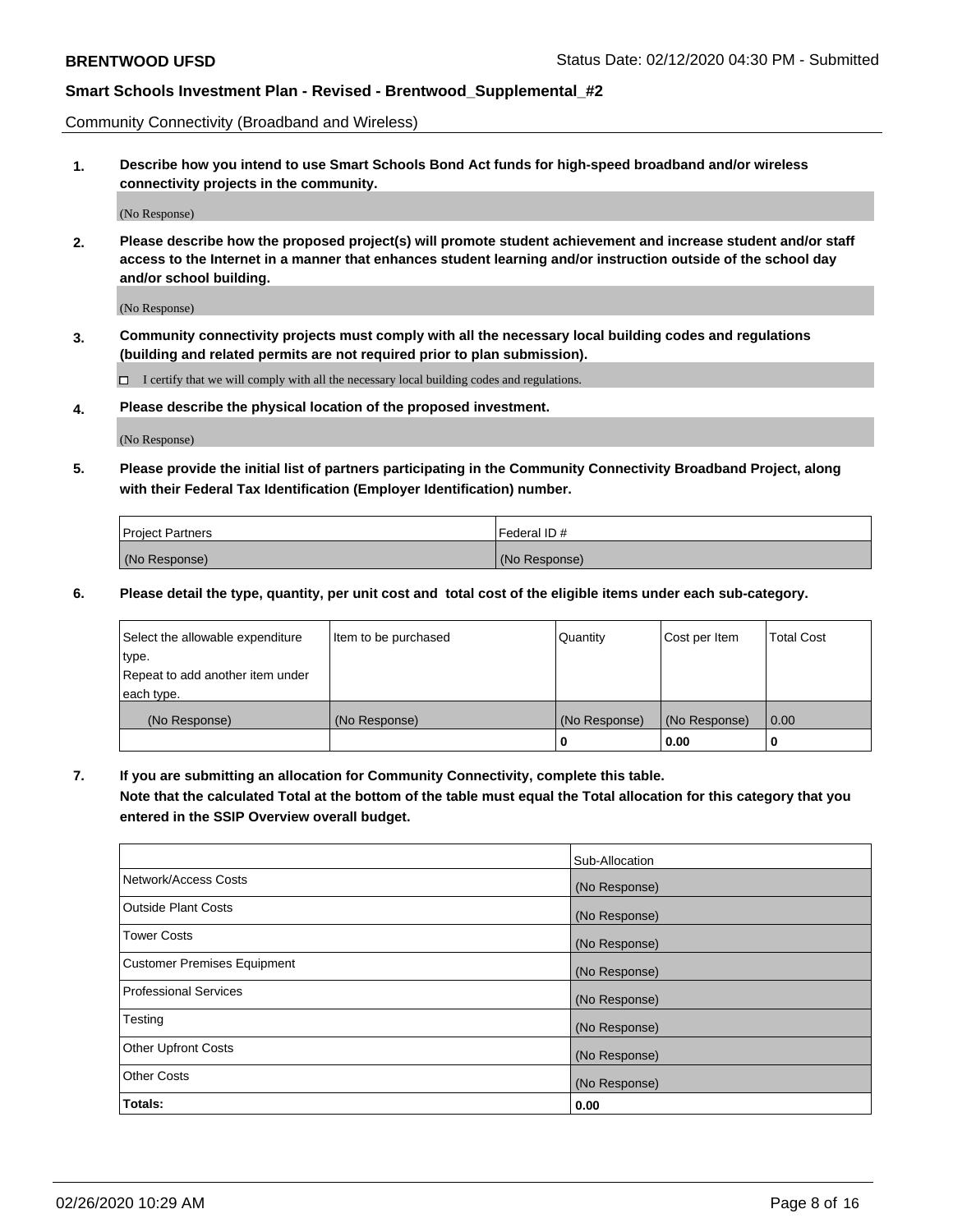Community Connectivity (Broadband and Wireless)

**1. Describe how you intend to use Smart Schools Bond Act funds for high-speed broadband and/or wireless connectivity projects in the community.**

(No Response)

**2. Please describe how the proposed project(s) will promote student achievement and increase student and/or staff access to the Internet in a manner that enhances student learning and/or instruction outside of the school day and/or school building.**

(No Response)

**3. Community connectivity projects must comply with all the necessary local building codes and regulations (building and related permits are not required prior to plan submission).**

☐ I certify that we will comply with all the necessary local building codes and regulations.

**4. Please describe the physical location of the proposed investment.**

(No Response)

**5. Please provide the initial list of partners participating in the Community Connectivity Broadband Project, along with their Federal Tax Identification (Employer Identification) number.**

| Project Partners | Federal ID # |
|---|---|
| (No Response) | (No Response) |

**6. Please detail the type, quantity, per unit cost and total cost of the eligible items under each sub-category.**

| Select the allowable expenditure type. Repeat to add another item under each type. | Item to be purchased | Quantity | Cost per Item | Total Cost |
|---|---|---|---|---|
| (No Response) | (No Response) | (No Response) | (No Response) | 0.00 |
| | | 0 | 0.00 | 0 |

**7. If you are submitting an allocation for Community Connectivity, complete this table. Note that the calculated Total at the bottom of the table must equal the Total allocation for this category that you entered in the SSIP Overview overall budget.**

| | Sub-Allocation |
|---|---|
| Network/Access Costs | (No Response) |
| Outside Plant Costs | (No Response) |
| Tower Costs | (No Response) |
| Customer Premises Equipment | (No Response) |
| Professional Services | (No Response) |
| Testing | (No Response) |
| Other Upfront Costs | (No Response) |
| Other Costs | (No Response) |
| **Totals:** | **0.00** |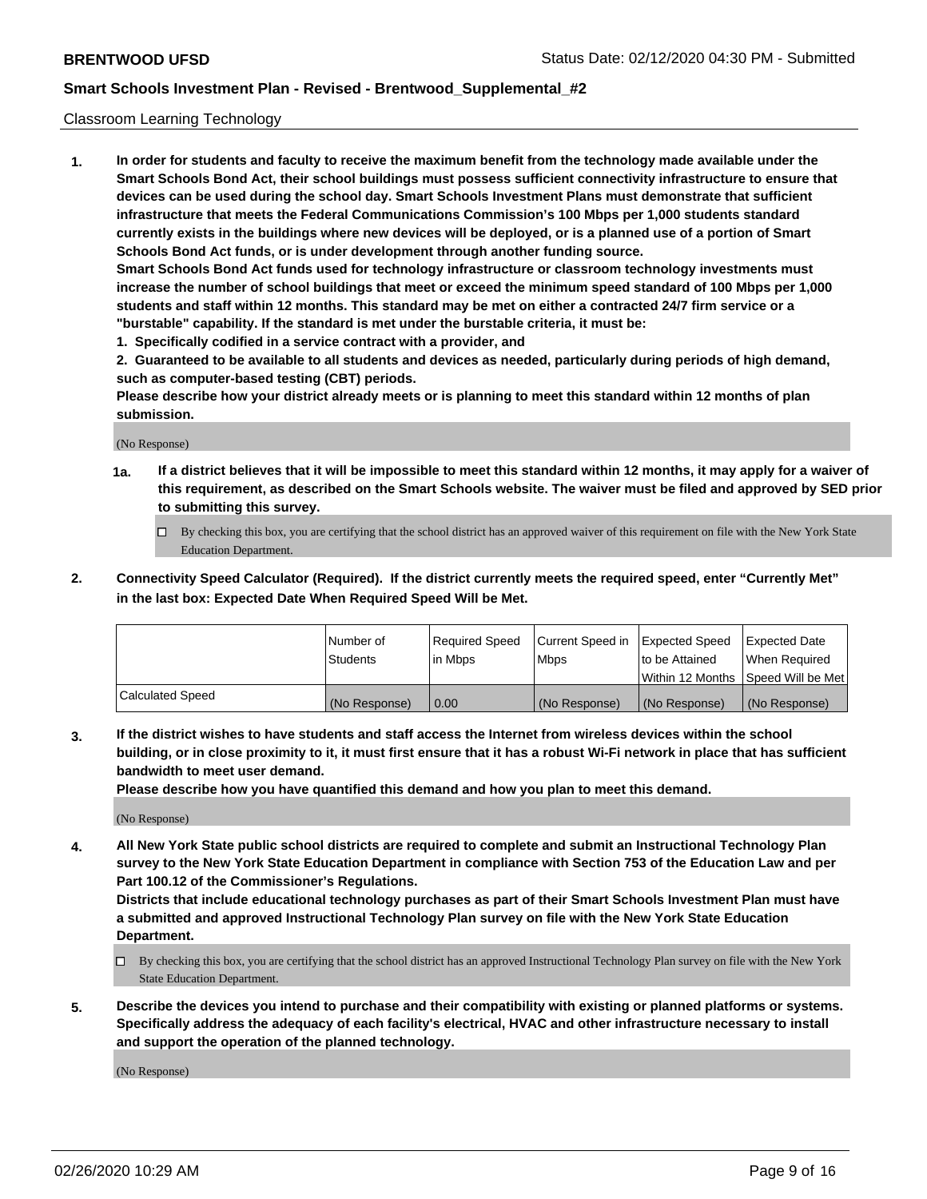Classroom Learning Technology

1. **In order for students and faculty to receive the maximum benefit from the technology made available under the Smart Schools Bond Act, their school buildings must possess sufficient connectivity infrastructure to ensure that devices can be used during the school day. Smart Schools Investment Plans must demonstrate that sufficient infrastructure that meets the Federal Communications Commission's 100 Mbps per 1,000 students standard currently exists in the buildings where new devices will be deployed, or is a planned use of a portion of Smart Schools Bond Act funds, or is under development through another funding source.**

   **Smart Schools Bond Act funds used for technology infrastructure or classroom technology investments must increase the number of school buildings that meet or exceed the minimum speed standard of 100 Mbps per 1,000 students and staff within 12 months. This standard may be met on either a contracted 24/7 firm service or a "burstable" capability. If the standard is met under the burstable criteria, it must be:**

   **1. Specifically codified in a service contract with a provider, and**

   **2. Guaranteed to be available to all students and devices as needed, particularly during periods of high demand, such as computer-based testing (CBT) periods.**

   **Please describe how your district already meets or is planning to meet this standard within 12 months of plan submission.**

   (No Response)

   **1a. If a district believes that it will be impossible to meet this standard within 12 months, it may apply for a waiver of this requirement, as described on the Smart Schools website. The waiver must be filed and approved by SED prior to submitting this survey.**

   ☐ By checking this box, you are certifying that the school district has an approved waiver of this requirement on file with the New York State Education Department.

2. **Connectivity Speed Calculator (Required). If the district currently meets the required speed, enter "Currently Met" in the last box: Expected Date When Required Speed Will be Met.**

|  | Number of Students | Required Speed in Mbps | Current Speed in Mbps | Expected Speed to be Attained Within 12 Months | Expected Date When Required Speed Will be Met |
|---|---|---|---|---|---|
| Calculated Speed | (No Response) | 0.00 | (No Response) | (No Response) | (No Response) |

3. **If the district wishes to have students and staff access the Internet from wireless devices within the school building, or in close proximity to it, it must first ensure that it has a robust Wi-Fi network in place that has sufficient bandwidth to meet user demand.**

   **Please describe how you have quantified this demand and how you plan to meet this demand.**

   (No Response)

4. **All New York State public school districts are required to complete and submit an Instructional Technology Plan survey to the New York State Education Department in compliance with Section 753 of the Education Law and per Part 100.12 of the Commissioner's Regulations.**

   **Districts that include educational technology purchases as part of their Smart Schools Investment Plan must have a submitted and approved Instructional Technology Plan survey on file with the New York State Education Department.**

   ☐ By checking this box, you are certifying that the school district has an approved Instructional Technology Plan survey on file with the New York State Education Department.

5. **Describe the devices you intend to purchase and their compatibility with existing or planned platforms or systems. Specifically address the adequacy of each facility's electrical, HVAC and other infrastructure necessary to install and support the operation of the planned technology.**

   (No Response)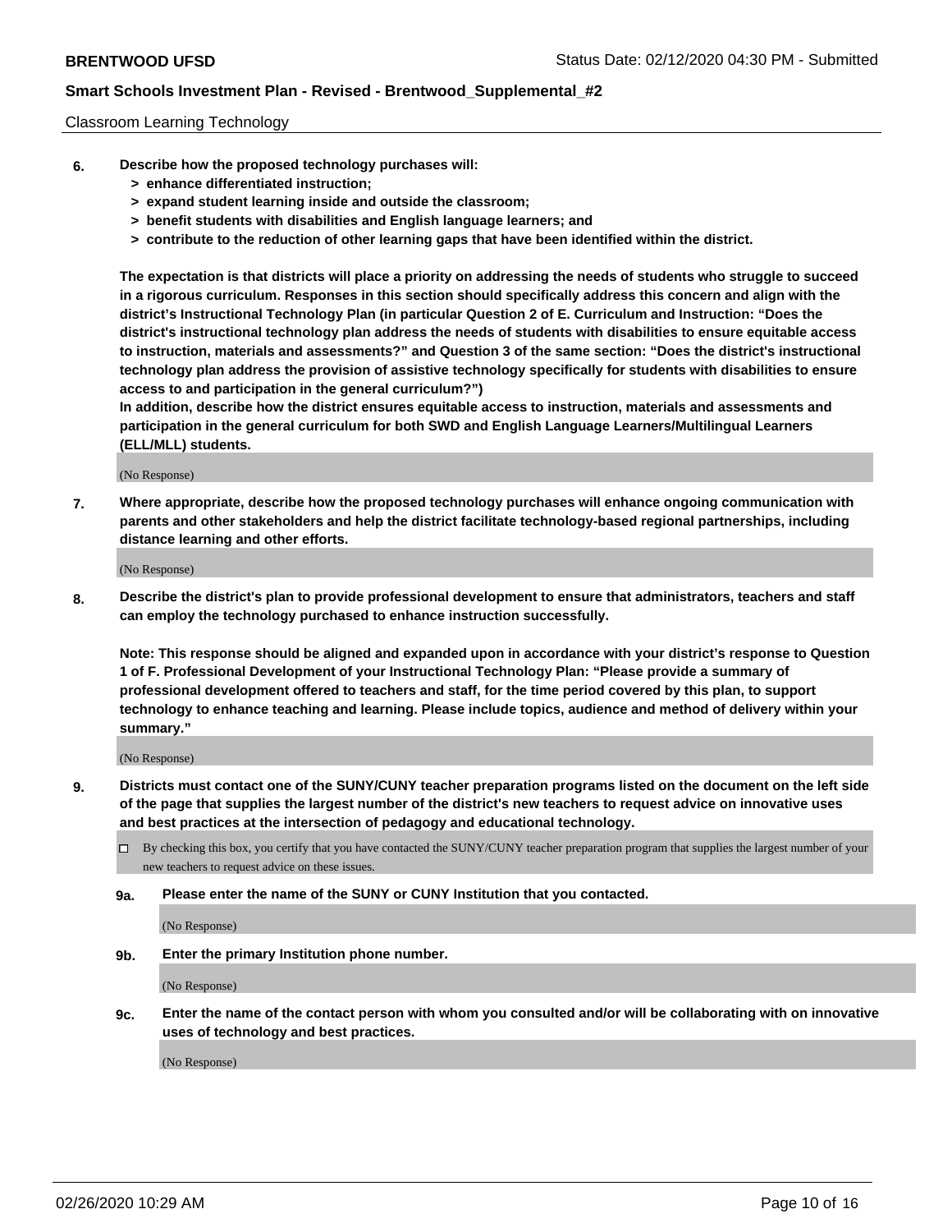Classroom Learning Technology

**6. Describe how the proposed technology purchases will:**

- **> enhance differentiated instruction;**
- **> expand student learning inside and outside the classroom;**
- **> benefit students with disabilities and English language learners; and**
- **> contribute to the reduction of other learning gaps that have been identified within the district.**

**The expectation is that districts will place a priority on addressing the needs of students who struggle to succeed in a rigorous curriculum. Responses in this section should specifically address this concern and align with the district's Instructional Technology Plan (in particular Question 2 of E. Curriculum and Instruction: "Does the district's instructional technology plan address the needs of students with disabilities to ensure equitable access to instruction, materials and assessments?" and Question 3 of the same section: "Does the district's instructional technology plan address the provision of assistive technology specifically for students with disabilities to ensure access to and participation in the general curriculum?")**

**In addition, describe how the district ensures equitable access to instruction, materials and assessments and participation in the general curriculum for both SWD and English Language Learners/Multilingual Learners (ELL/MLL) students.**

(No Response)

**7. Where appropriate, describe how the proposed technology purchases will enhance ongoing communication with parents and other stakeholders and help the district facilitate technology-based regional partnerships, including distance learning and other efforts.**

(No Response)

**8. Describe the district's plan to provide professional development to ensure that administrators, teachers and staff can employ the technology purchased to enhance instruction successfully.**

**Note: This response should be aligned and expanded upon in accordance with your district's response to Question 1 of F. Professional Development of your Instructional Technology Plan: "Please provide a summary of professional development offered to teachers and staff, for the time period covered by this plan, to support technology to enhance teaching and learning. Please include topics, audience and method of delivery within your summary."**

(No Response)

**9. Districts must contact one of the SUNY/CUNY teacher preparation programs listed on the document on the left side of the page that supplies the largest number of the district's new teachers to request advice on innovative uses and best practices at the intersection of pedagogy and educational technology.**

☐ By checking this box, you certify that you have contacted the SUNY/CUNY teacher preparation program that supplies the largest number of your new teachers to request advice on these issues.

**9a. Please enter the name of the SUNY or CUNY Institution that you contacted.**

(No Response)

**9b. Enter the primary Institution phone number.**

(No Response)

**9c. Enter the name of the contact person with whom you consulted and/or will be collaborating with on innovative uses of technology and best practices.**

(No Response)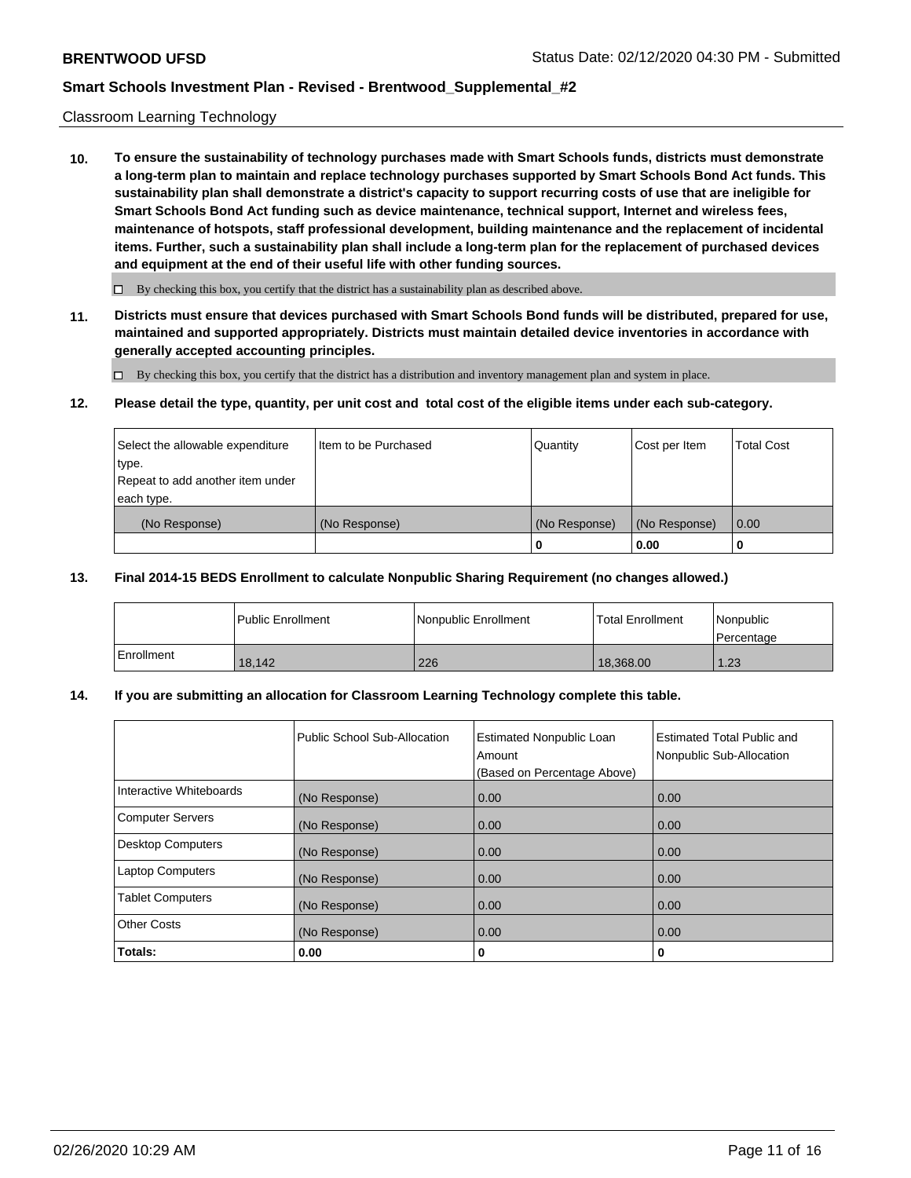Classroom Learning Technology

**10. To ensure the sustainability of technology purchases made with Smart Schools funds, districts must demonstrate a long-term plan to maintain and replace technology purchases supported by Smart Schools Bond Act funds. This sustainability plan shall demonstrate a district's capacity to support recurring costs of use that are ineligible for Smart Schools Bond Act funding such as device maintenance, technical support, Internet and wireless fees, maintenance of hotspots, staff professional development, building maintenance and the replacement of incidental items. Further, such a sustainability plan shall include a long-term plan for the replacement of purchased devices and equipment at the end of their useful life with other funding sources.**

☐ By checking this box, you certify that the district has a sustainability plan as described above.

**11. Districts must ensure that devices purchased with Smart Schools Bond funds will be distributed, prepared for use, maintained and supported appropriately. Districts must maintain detailed device inventories in accordance with generally accepted accounting principles.**

☐ By checking this box, you certify that the district has a distribution and inventory management plan and system in place.

**12. Please detail the type, quantity, per unit cost and total cost of the eligible items under each sub-category.**

| Select the allowable expenditure type. Repeat to add another item under each type. | Item to be Purchased | Quantity | Cost per Item | Total Cost |
|---|---|---|---|---|
| (No Response) | (No Response) | (No Response) | (No Response) | 0.00 |
| | | 0 | 0.00 | 0 |

**13. Final 2014-15 BEDS Enrollment to calculate Nonpublic Sharing Requirement (no changes allowed.)**

| | Public Enrollment | Nonpublic Enrollment | Total Enrollment | Nonpublic Percentage |
|---|---|---|---|---|
| Enrollment | 18,142 | 226 | 18,368.00 | 1.23 |

**14. If you are submitting an allocation for Classroom Learning Technology complete this table.**

| | Public School Sub-Allocation | Estimated Nonpublic Loan Amount (Based on Percentage Above) | Estimated Total Public and Nonpublic Sub-Allocation |
|---|---|---|---|
| Interactive Whiteboards | (No Response) | 0.00 | 0.00 |
| Computer Servers | (No Response) | 0.00 | 0.00 |
| Desktop Computers | (No Response) | 0.00 | 0.00 |
| Laptop Computers | (No Response) | 0.00 | 0.00 |
| Tablet Computers | (No Response) | 0.00 | 0.00 |
| Other Costs | (No Response) | 0.00 | 0.00 |
| **Totals:** | **0.00** | **0** | **0** |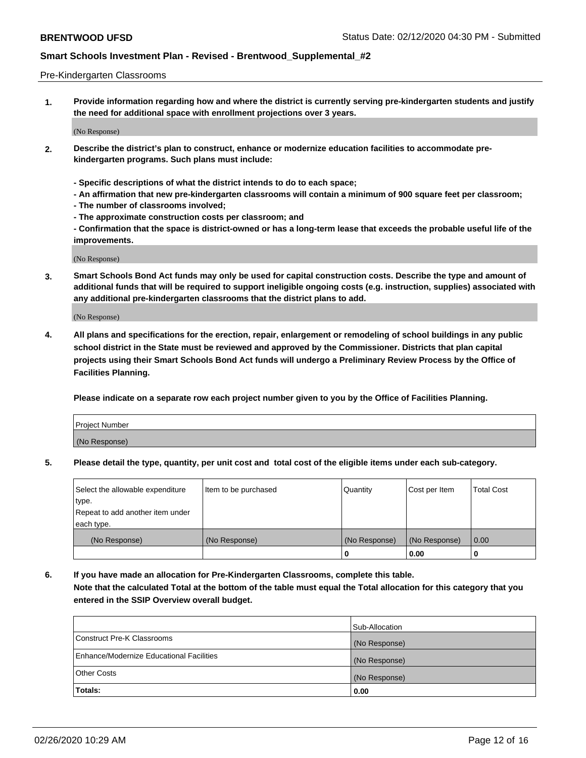Pre-Kindergarten Classrooms

**1. Provide information regarding how and where the district is currently serving pre-kindergarten students and justify the need for additional space with enrollment projections over 3 years.**

(No Response)

**2. Describe the district's plan to construct, enhance or modernize education facilities to accommodate pre-kindergarten programs. Such plans must include:**

**- Specific descriptions of what the district intends to do to each space;**
**- An affirmation that new pre-kindergarten classrooms will contain a minimum of 900 square feet per classroom;**
**- The number of classrooms involved;**
**- The approximate construction costs per classroom; and**
**- Confirmation that the space is district-owned or has a long-term lease that exceeds the probable useful life of the improvements.**

(No Response)

**3. Smart Schools Bond Act funds may only be used for capital construction costs. Describe the type and amount of additional funds that will be required to support ineligible ongoing costs (e.g. instruction, supplies) associated with any additional pre-kindergarten classrooms that the district plans to add.**

(No Response)

**4. All plans and specifications for the erection, repair, enlargement or remodeling of school buildings in any public school district in the State must be reviewed and approved by the Commissioner. Districts that plan capital projects using their Smart Schools Bond Act funds will undergo a Preliminary Review Process by the Office of Facilities Planning.**

**Please indicate on a separate row each project number given to you by the Office of Facilities Planning.**

| Project Number |
|---|
| (No Response) |

**5. Please detail the type, quantity, per unit cost and total cost of the eligible items under each sub-category.**

| Select the allowable expenditure type. Repeat to add another item under each type. | Item to be purchased | Quantity | Cost per Item | Total Cost |
|---|---|---|---|---|
| (No Response) | (No Response) | (No Response) | (No Response) | 0.00 |
| | | 0 | 0.00 | 0 |

**6. If you have made an allocation for Pre-Kindergarten Classrooms, complete this table. Note that the calculated Total at the bottom of the table must equal the Total allocation for this category that you entered in the SSIP Overview overall budget.**

| | Sub-Allocation |
|---|---|
| Construct Pre-K Classrooms | (No Response) |
| Enhance/Modernize Educational Facilities | (No Response) |
| Other Costs | (No Response) |
| **Totals:** | **0.00** |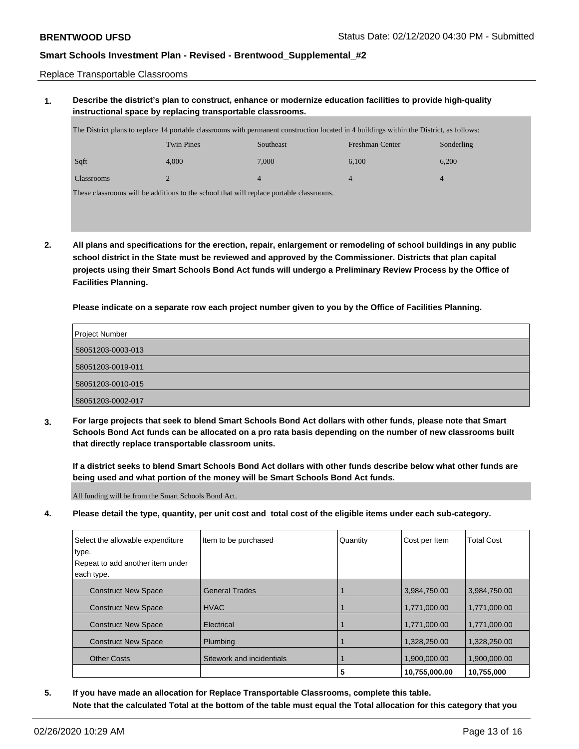Replace Transportable Classrooms

**1. Describe the district's plan to construct, enhance or modernize education facilities to provide high-quality instructional space by replacing transportable classrooms.**

The District plans to replace 14 portable classrooms with permanent construction located in 4 buildings within the District, as follows:

| | Twin Pines | Southeast | Freshman Center | Sonderling |
|---|---|---|---|---|
| Sqft | 4,000 | 7,000 | 6,100 | 6,200 |
| Classrooms | 2 | 4 | 4 | 4 |

These classrooms will be additions to the school that will replace portable classrooms.

**2. All plans and specifications for the erection, repair, enlargement or remodeling of school buildings in any public school district in the State must be reviewed and approved by the Commissioner. Districts that plan capital projects using their Smart Schools Bond Act funds will undergo a Preliminary Review Process by the Office of Facilities Planning.**

**Please indicate on a separate row each project number given to you by the Office of Facilities Planning.**

| Project Number |
|---|
| 58051203-0003-013 |
| 58051203-0019-011 |
| 58051203-0010-015 |
| 58051203-0002-017 |

**3. For large projects that seek to blend Smart Schools Bond Act dollars with other funds, please note that Smart Schools Bond Act funds can be allocated on a pro rata basis depending on the number of new classrooms built that directly replace transportable classroom units.**

**If a district seeks to blend Smart Schools Bond Act dollars with other funds describe below what other funds are being used and what portion of the money will be Smart Schools Bond Act funds.**

All funding will be from the Smart Schools Bond Act.

**4. Please detail the type, quantity, per unit cost and total cost of the eligible items under each sub-category.**

| Select the allowable expenditure type. Repeat to add another item under each type. | Item to be purchased | Quantity | Cost per Item | Total Cost |
|---|---|---|---|---|
| Construct New Space | General Trades | 1 | 3,984,750.00 | 3,984,750.00 |
| Construct New Space | HVAC | 1 | 1,771,000.00 | 1,771,000.00 |
| Construct New Space | Electrical | 1 | 1,771,000.00 | 1,771,000.00 |
| Construct New Space | Plumbing | 1 | 1,328,250.00 | 1,328,250.00 |
| Other Costs | Sitework and incidentials | 1 | 1,900,000.00 | 1,900,000.00 |
| | | **5** | **10,755,000.00** | **10,755,000** |

**5. If you have made an allocation for Replace Transportable Classrooms, complete this table. Note that the calculated Total at the bottom of the table must equal the Total allocation for this category that you**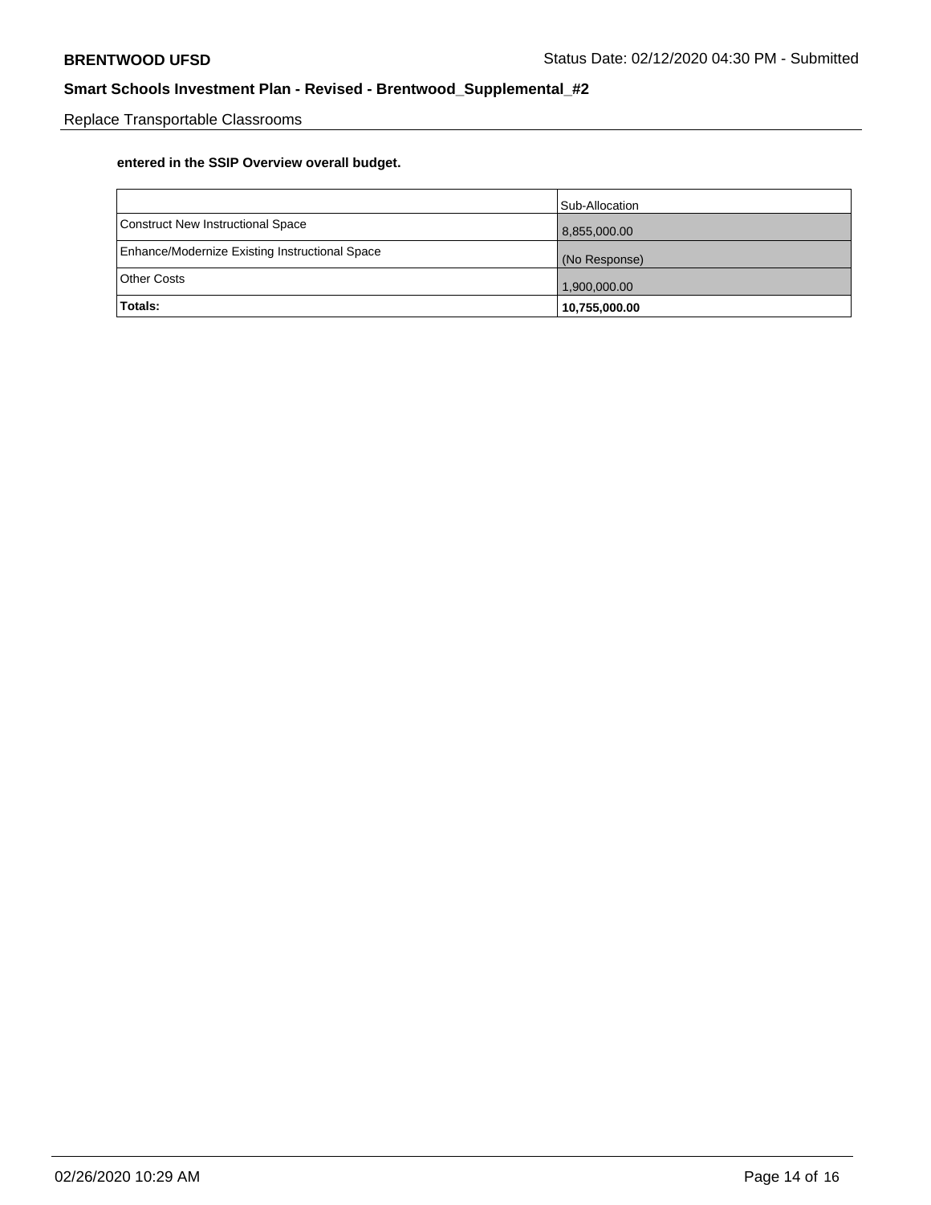Replace Transportable Classrooms

**entered in the SSIP Overview overall budget.**

| | Sub-Allocation |
|---|---|
| Construct New Instructional Space | 8,855,000.00 |
| Enhance/Modernize Existing Instructional Space | (No Response) |
| Other Costs | 1,900,000.00 |
| **Totals:** | **10,755,000.00** |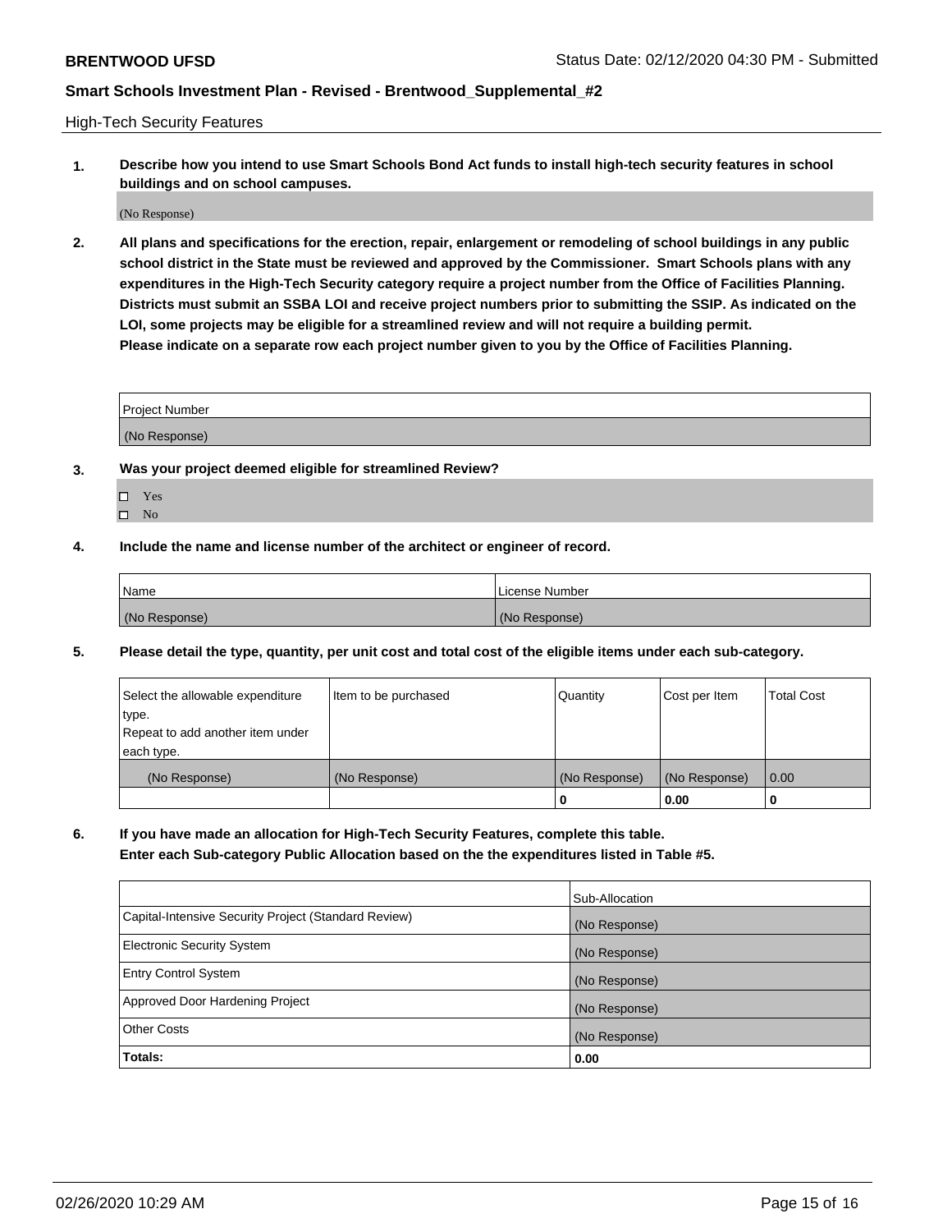High-Tech Security Features

**1. Describe how you intend to use Smart Schools Bond Act funds to install high-tech security features in school buildings and on school campuses.**

(No Response)

**2. All plans and specifications for the erection, repair, enlargement or remodeling of school buildings in any public school district in the State must be reviewed and approved by the Commissioner. Smart Schools plans with any expenditures in the High-Tech Security category require a project number from the Office of Facilities Planning. Districts must submit an SSBA LOI and receive project numbers prior to submitting the SSIP. As indicated on the LOI, some projects may be eligible for a streamlined review and will not require a building permit.**
**Please indicate on a separate row each project number given to you by the Office of Facilities Planning.**

| Project Number |
|---|
| (No Response) |

**3. Was your project deemed eligible for streamlined Review?**

- ☐ Yes
- ☐ No

**4. Include the name and license number of the architect or engineer of record.**

| Name | License Number |
|---|---|
| (No Response) | (No Response) |

**5. Please detail the type, quantity, per unit cost and total cost of the eligible items under each sub-category.**

| Select the allowable expenditure type. Repeat to add another item under each type. | Item to be purchased | Quantity | Cost per Item | Total Cost |
|---|---|---|---|---|
| (No Response) | (No Response) | (No Response) | (No Response) | 0.00 |
| | | 0 | 0.00 | 0 |

**6. If you have made an allocation for High-Tech Security Features, complete this table.**
**Enter each Sub-category Public Allocation based on the the expenditures listed in Table #5.**

| | Sub-Allocation |
|---|---|
| Capital-Intensive Security Project (Standard Review) | (No Response) |
| Electronic Security System | (No Response) |
| Entry Control System | (No Response) |
| Approved Door Hardening Project | (No Response) |
| Other Costs | (No Response) |
| **Totals:** | **0.00** |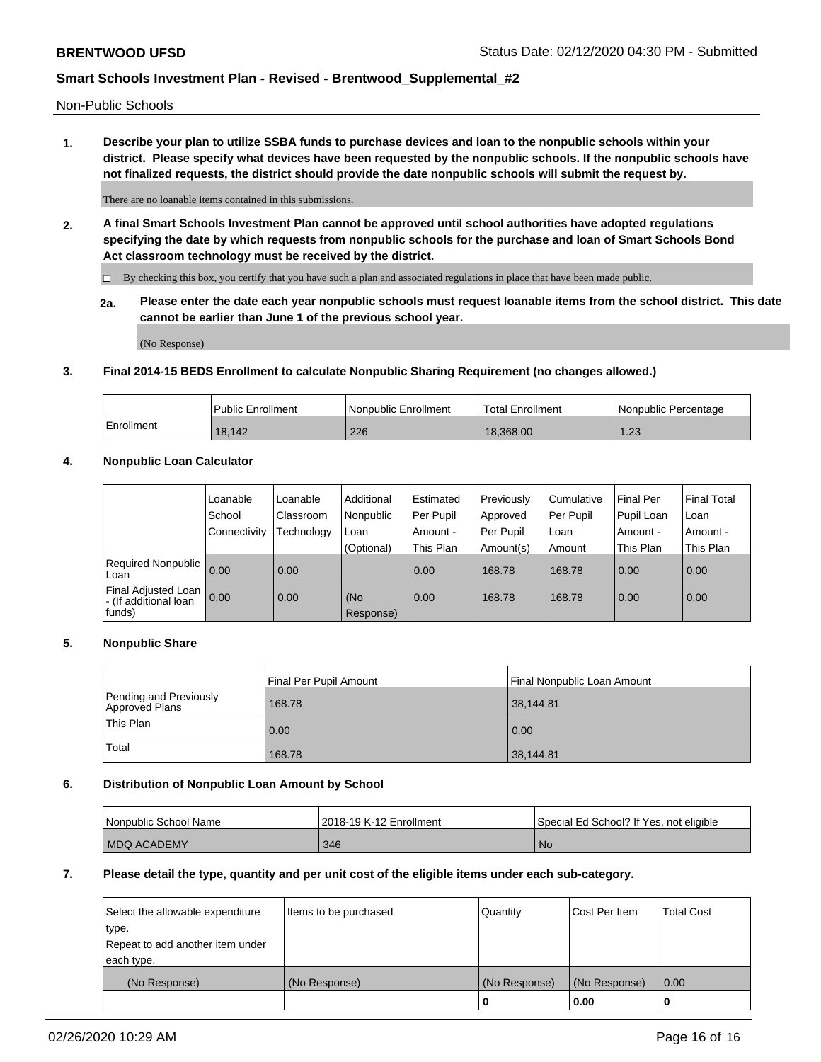Non-Public Schools

**1. Describe your plan to utilize SSBA funds to purchase devices and loan to the nonpublic schools within your district. Please specify what devices have been requested by the nonpublic schools. If the nonpublic schools have not finalized requests, the district should provide the date nonpublic schools will submit the request by.**

There are no loanable items contained in this submissions.

**2. A final Smart Schools Investment Plan cannot be approved until school authorities have adopted regulations specifying the date by which requests from nonpublic schools for the purchase and loan of Smart Schools Bond Act classroom technology must be received by the district.**

☐ By checking this box, you certify that you have such a plan and associated regulations in place that have been made public.

**2a. Please enter the date each year nonpublic schools must request loanable items from the school district. This date cannot be earlier than June 1 of the previous school year.**

(No Response)

**3. Final 2014-15 BEDS Enrollment to calculate Nonpublic Sharing Requirement (no changes allowed.)**

| | Public Enrollment | Nonpublic Enrollment | Total Enrollment | Nonpublic Percentage |
|---|---|---|---|---|
| Enrollment | 18,142 | 226 | 18,368.00 | 1.23 |

**4. Nonpublic Loan Calculator**

| | Loanable School Connectivity | Loanable Classroom Technology | Additional Nonpublic Loan (Optional) | Estimated Per Pupil Amount - This Plan | Previously Approved Per Pupil Amount(s) | Cumulative Per Pupil Loan Amount | Final Per Pupil Loan Amount - This Plan | Final Total Loan Amount - This Plan |
|---|---|---|---|---|---|---|---|---|
| Required Nonpublic Loan | 0.00 | 0.00 | | 0.00 | 168.78 | 168.78 | 0.00 | 0.00 |
| Final Adjusted Loan - (If additional loan funds) | 0.00 | 0.00 | (No Response) | 0.00 | 168.78 | 168.78 | 0.00 | 0.00 |

**5. Nonpublic Share**

| | Final Per Pupil Amount | Final Nonpublic Loan Amount |
|---|---|---|
| Pending and Previously Approved Plans | 168.78 | 38,144.81 |
| This Plan | 0.00 | 0.00 |
| Total | 168.78 | 38,144.81 |

**6. Distribution of Nonpublic Loan Amount by School**

| Nonpublic School Name | 2018-19 K-12 Enrollment | Special Ed School? If Yes, not eligible |
|---|---|---|
| MDQ ACADEMY | 346 | No |

**7. Please detail the type, quantity and per unit cost of the eligible items under each sub-category.**

| Select the allowable expenditure type. Repeat to add another item under each type. | Items to be purchased | Quantity | Cost Per Item | Total Cost |
|---|---|---|---|---|
| (No Response) | (No Response) | (No Response) | (No Response) | 0.00 |
| | | 0 | 0.00 | 0 |